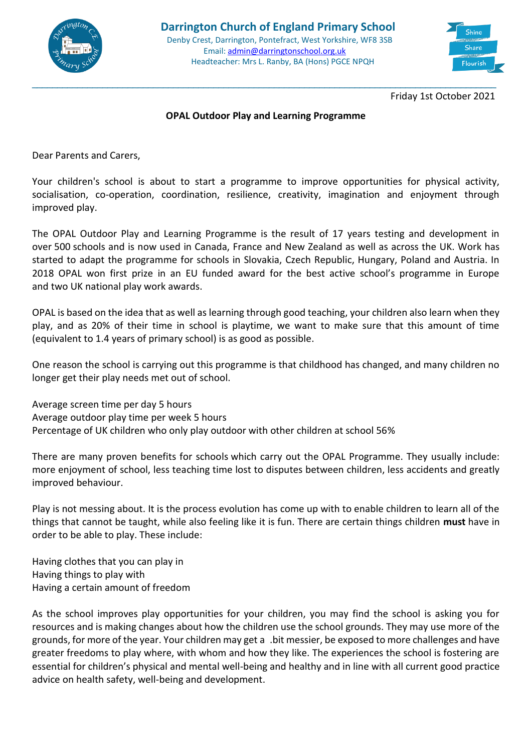# Darrington Church of England Primary School

Denby Crest, Darrington, Pontefract, West Yorkshire, WF8 3SB
Email: admin@darringtonschool.org.uk
Headteacher: Mrs L. Ranby, BA (Hons) PGCE NPQH

Shine
Share
Flourish

Friday 1st October 2021

**OPAL Outdoor Play and Learning Programme**

Dear Parents and Carers,

Your children's school is about to start a programme to improve opportunities for physical activity, socialisation, co-operation, coordination, resilience, creativity, imagination and enjoyment through improved play.

The OPAL Outdoor Play and Learning Programme is the result of 17 years testing and development in over 500 schools and is now used in Canada, France and New Zealand as well as across the UK. Work has started to adapt the programme for schools in Slovakia, Czech Republic, Hungary, Poland and Austria. In 2018 OPAL won first prize in an EU funded award for the best active school's programme in Europe and two UK national play work awards.

OPAL is based on the idea that as well as learning through good teaching, your children also learn when they play, and as 20% of their time in school is playtime, we want to make sure that this amount of time (equivalent to 1.4 years of primary school) is as good as possible.

One reason the school is carrying out this programme is that childhood has changed, and many children no longer get their play needs met out of school.

Average screen time per day 5 hours
Average outdoor play time per week 5 hours
Percentage of UK children who only play outdoor with other children at school 56%

There are many proven benefits for schools which carry out the OPAL Programme. They usually include: more enjoyment of school, less teaching time lost to disputes between children, less accidents and greatly improved behaviour.

Play is not messing about. It is the process evolution has come up with to enable children to learn all of the things that cannot be taught, while also feeling like it is fun. There are certain things children **must** have in order to be able to play. These include:

Having clothes that you can play in
Having things to play with
Having a certain amount of freedom

As the school improves play opportunities for your children, you may find the school is asking you for resources and is making changes about how the children use the school grounds. They may use more of the grounds, for more of the year. Your children may get a .bit messier, be exposed to more challenges and have greater freedoms to play where, with whom and how they like. The experiences the school is fostering are essential for children's physical and mental well-being and healthy and in line with all current good practice advice on health safety, well-being and development.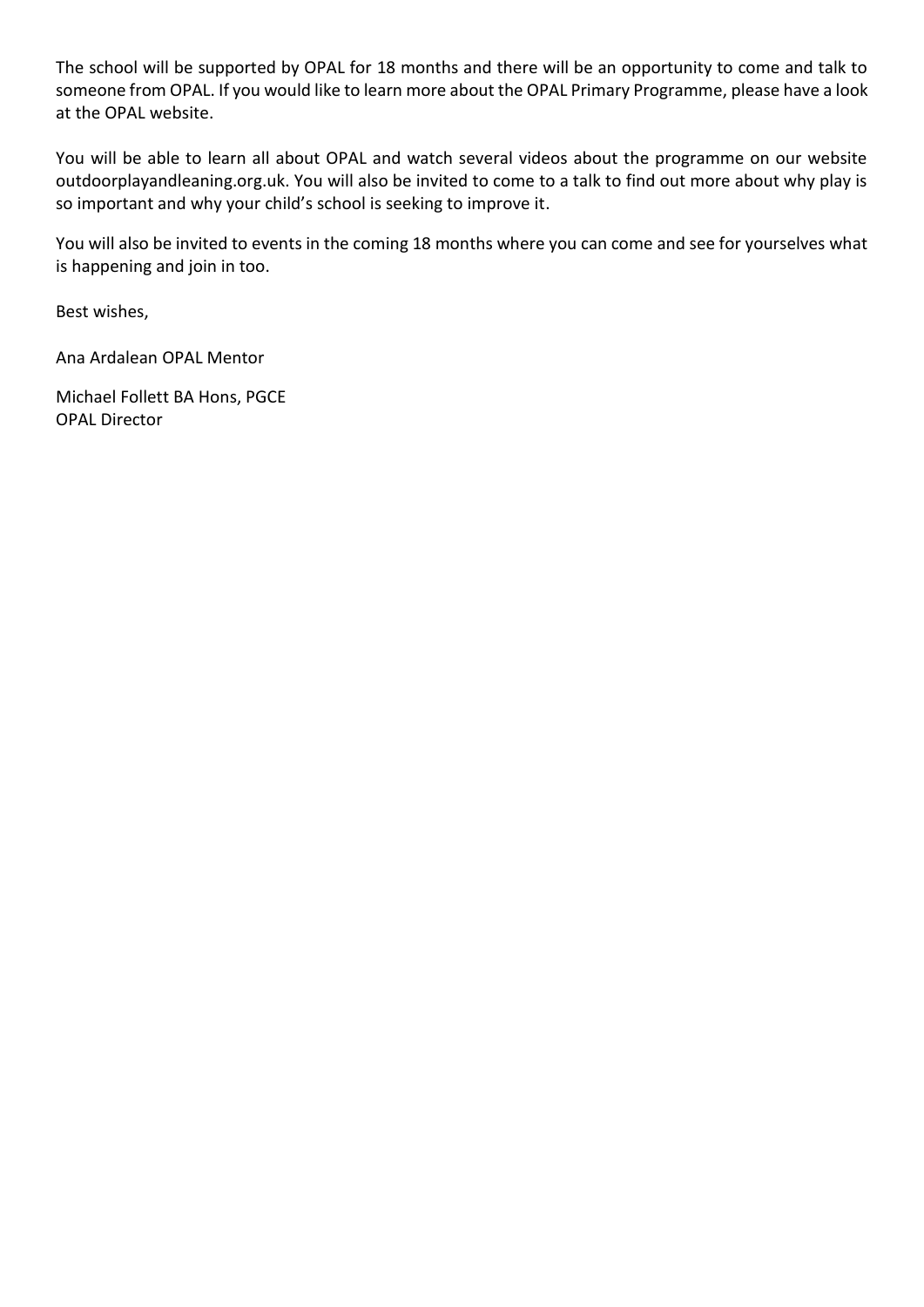The school will be supported by OPAL for 18 months and there will be an opportunity to come and talk to someone from OPAL. If you would like to learn more about the OPAL Primary Programme, please have a look at the OPAL website.

You will be able to learn all about OPAL and watch several videos about the programme on our website outdoorplayandleaning.org.uk. You will also be invited to come to a talk to find out more about why play is so important and why your child's school is seeking to improve it.

You will also be invited to events in the coming 18 months where you can come and see for yourselves what is happening and join in too.

Best wishes,

Ana Ardalean OPAL Mentor

Michael Follett BA Hons, PGCE
OPAL Director